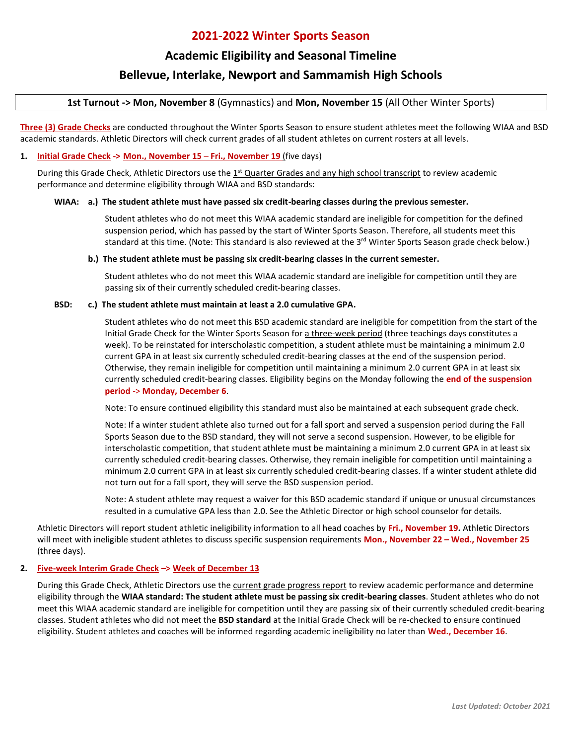# 2021-2022 Winter Sports Season

## Academic Eligibility and Seasonal Timeline

## Bellevue, Interlake, Newport and Sammamish High Schools

**1st Turnout -> Mon, November 8** (Gymnastics) and **Mon, November 15** (All Other Winter Sports)

**Three (3) Grade Checks** are conducted throughout the Winter Sports Season to ensure student athletes meet the following WIAA and BSD academic standards. Athletic Directors will check current grades of all student athletes on current rosters at all levels.

1. **Initial Grade Check -> Mon., November 15 – Fri., November 19** (five days)

   During this Grade Check, Athletic Directors use the 1st Quarter Grades and any high school transcript to review academic performance and determine eligibility through WIAA and BSD standards:

   **WIAA: a.) The student athlete must have passed six credit-bearing classes during the previous semester.**

   Student athletes who do not meet this WIAA academic standard are ineligible for competition for the defined suspension period, which has passed by the start of Winter Sports Season. Therefore, all students meet this standard at this time. (Note: This standard is also reviewed at the 3rd Winter Sports Season grade check below.)

   **b.) The student athlete must be passing six credit-bearing classes in the current semester.**

   Student athletes who do not meet this WIAA academic standard are ineligible for competition until they are passing six of their currently scheduled credit-bearing classes.

   **BSD: c.) The student athlete must maintain at least a 2.0 cumulative GPA.**

   Student athletes who do not meet this BSD academic standard are ineligible for competition from the start of the Initial Grade Check for the Winter Sports Season for a three-week period (three teachings days constitutes a week). To be reinstated for interscholastic competition, a student athlete must be maintaining a minimum 2.0 current GPA in at least six currently scheduled credit-bearing classes at the end of the suspension period. Otherwise, they remain ineligible for competition until maintaining a minimum 2.0 current GPA in at least six currently scheduled credit-bearing classes. Eligibility begins on the Monday following the **end of the suspension period -> Monday, December 6**.

   Note: To ensure continued eligibility this standard must also be maintained at each subsequent grade check.

   Note: If a winter student athlete also turned out for a fall sport and served a suspension period during the Fall Sports Season due to the BSD standard, they will not serve a second suspension. However, to be eligible for interscholastic competition, that student athlete must be maintaining a minimum 2.0 current GPA in at least six currently scheduled credit-bearing classes. Otherwise, they remain ineligible for competition until maintaining a minimum 2.0 current GPA in at least six currently scheduled credit-bearing classes. If a winter student athlete did not turn out for a fall sport, they will serve the BSD suspension period.

   Note: A student athlete may request a waiver for this BSD academic standard if unique or unusual circumstances resulted in a cumulative GPA less than 2.0. See the Athletic Director or high school counselor for details.

   Athletic Directors will report student athletic ineligibility information to all head coaches by **Fri., November 19.** Athletic Directors will meet with ineligible student athletes to discuss specific suspension requirements **Mon., November 22 – Wed., November 25** (three days).

2. **Five-week Interim Grade Check –> Week of December 13**

   During this Grade Check, Athletic Directors use the current grade progress report to review academic performance and determine eligibility through the **WIAA standard: The student athlete must be passing six credit-bearing classes**. Student athletes who do not meet this WIAA academic standard are ineligible for competition until they are passing six of their currently scheduled credit-bearing classes. Student athletes who did not meet the **BSD standard** at the Initial Grade Check will be re-checked to ensure continued eligibility. Student athletes and coaches will be informed regarding academic ineligibility no later than **Wed., December 16**.

*Last Updated: October 2021*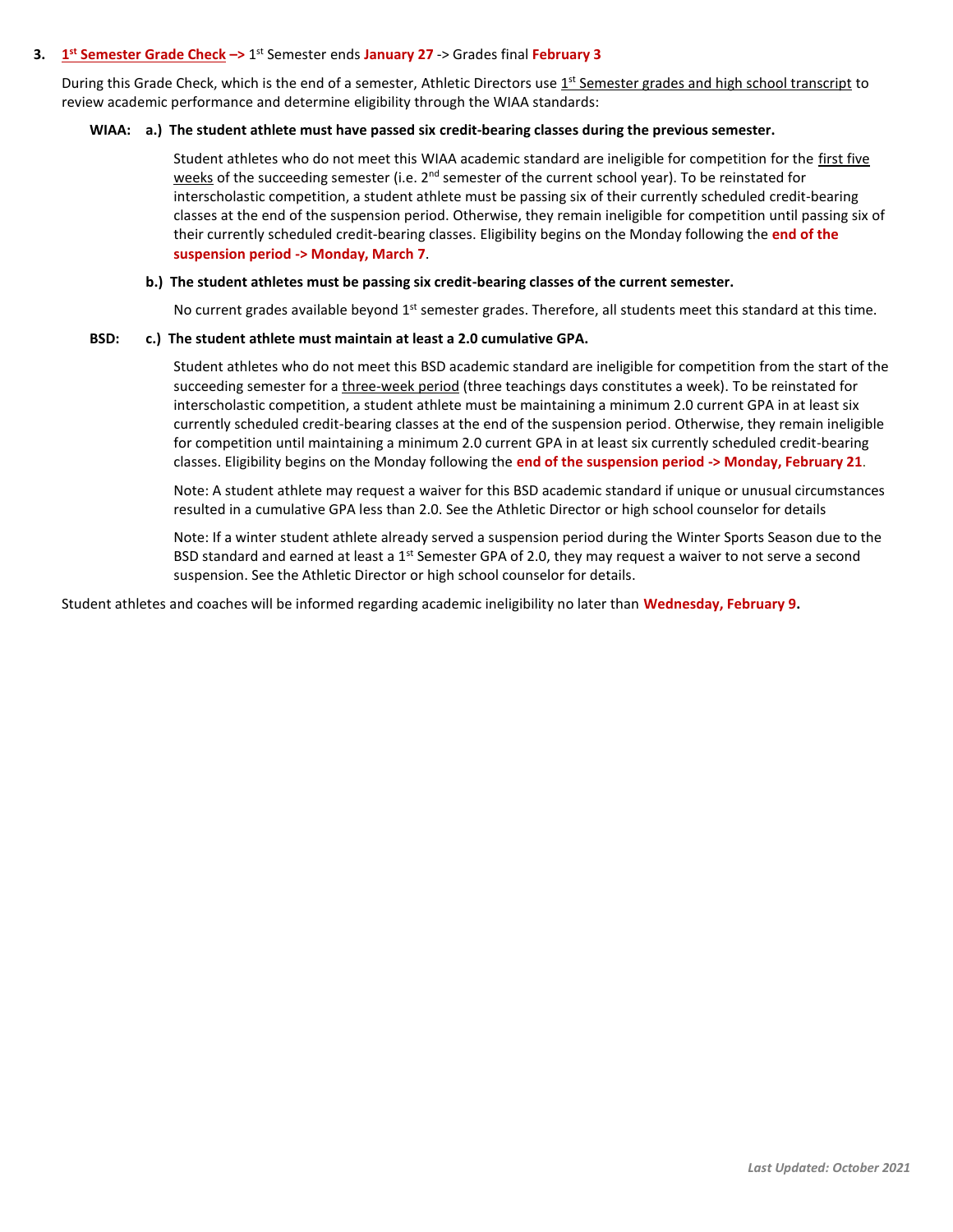3. **1st Semester Grade Check –>** 1st Semester ends **January 27** -> Grades final **February 3**

During this Grade Check, which is the end of a semester, Athletic Directors use 1st Semester grades and high school transcript to review academic performance and determine eligibility through the WIAA standards:

**WIAA:** **a.) The student athlete must have passed six credit-bearing classes during the previous semester.**

Student athletes who do not meet this WIAA academic standard are ineligible for competition for the first five weeks of the succeeding semester (i.e. 2nd semester of the current school year). To be reinstated for interscholastic competition, a student athlete must be passing six of their currently scheduled credit-bearing classes at the end of the suspension period. Otherwise, they remain ineligible for competition until passing six of their currently scheduled credit-bearing classes. Eligibility begins on the Monday following the **end of the suspension period -> Monday, March 7**.

**b.) The student athletes must be passing six credit-bearing classes of the current semester.**

No current grades available beyond 1st semester grades. Therefore, all students meet this standard at this time.

**BSD:** **c.) The student athlete must maintain at least a 2.0 cumulative GPA.**

Student athletes who do not meet this BSD academic standard are ineligible for competition from the start of the succeeding semester for a three-week period (three teachings days constitutes a week). To be reinstated for interscholastic competition, a student athlete must be maintaining a minimum 2.0 current GPA in at least six currently scheduled credit-bearing classes at the end of the suspension period. Otherwise, they remain ineligible for competition until maintaining a minimum 2.0 current GPA in at least six currently scheduled credit-bearing classes. Eligibility begins on the Monday following the **end of the suspension period -> Monday, February 21**.

Note: A student athlete may request a waiver for this BSD academic standard if unique or unusual circumstances resulted in a cumulative GPA less than 2.0. See the Athletic Director or high school counselor for details

Note: If a winter student athlete already served a suspension period during the Winter Sports Season due to the BSD standard and earned at least a 1st Semester GPA of 2.0, they may request a waiver to not serve a second suspension. See the Athletic Director or high school counselor for details.

Student athletes and coaches will be informed regarding academic ineligibility no later than **Wednesday, February 9.**

*Last Updated: October 2021*